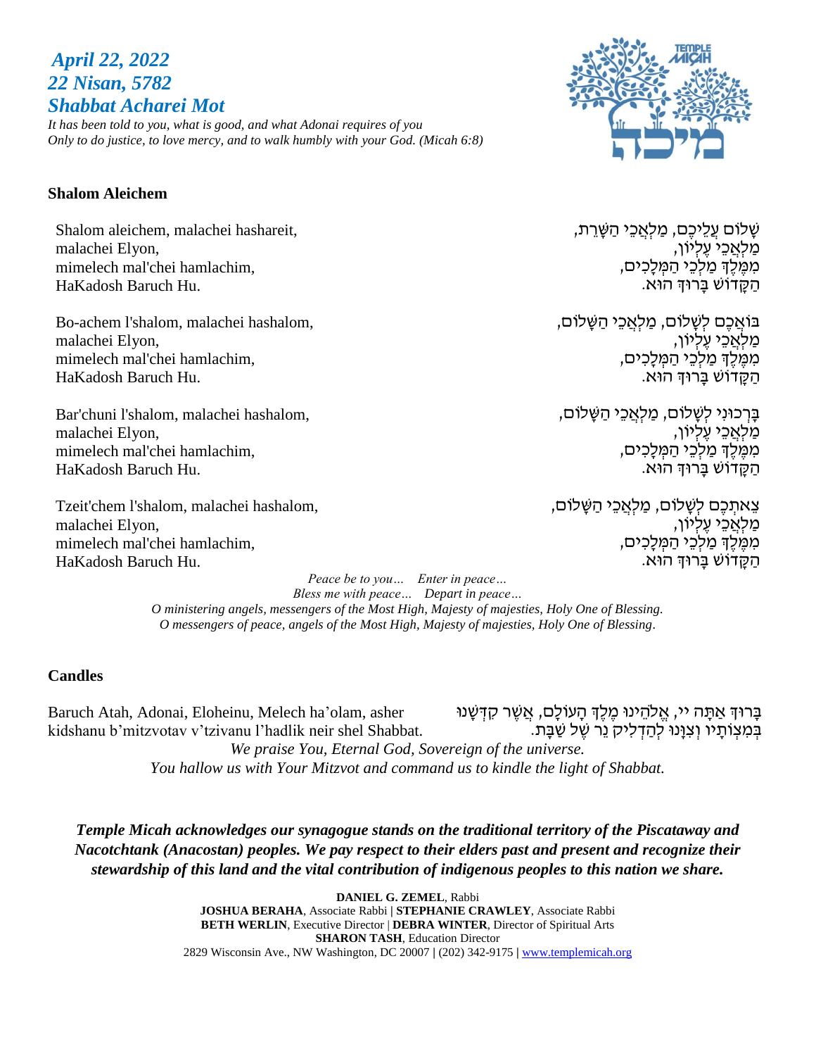*April 22, 2022*
*22 Nisan, 5782*
*Shabbat Acharei Mot*

*It has been told to you, what is good, and what Adonai requires of you*
*Only to do justice, to love mercy, and to walk humbly with your God. (Micah 6:8)*

## Shalom Aleichem

Shalom aleichem, malachei hashareit,
malachei Elyon,
mimelech mal'chei hamlachim,
HaKadosh Baruch Hu.

שָׁלוֹם עֲלֵיכֶם, מַלְאֲכֵי הַשָּׁרֵת,
מַלְאֲכֵי עֶלְיוֹן,
מִמֶּלֶךְ מַלְכֵי הַמְּלָכִים,
הַקָּדוֹשׁ בָּרוּךְ הוּא.

Bo-achem l'shalom, malachei hashalom,
malachei Elyon,
mimelech mal'chei hamlachim,
HaKadosh Baruch Hu.

בּוֹאֲכֶם לְשָׁלוֹם, מַלְאֲכֵי הַשָּׁלוֹם,
מַלְאֲכֵי עֶלְיוֹן,
מִמֶּלֶךְ מַלְכֵי הַמְּלָכִים,
הַקָּדוֹשׁ בָּרוּךְ הוּא.

Bar'chuni l'shalom, malachei hashalom,
malachei Elyon,
mimelech mal'chei hamlachim,
HaKadosh Baruch Hu.

בָּרְכוּנִי לְשָׁלוֹם, מַלְאֲכֵי הַשָּׁלוֹם,
מַלְאֲכֵי עֶלְיוֹן,
מִמֶּלֶךְ מַלְכֵי הַמְּלָכִים,
הַקָּדוֹשׁ בָּרוּךְ הוּא.

Tzeit'chem l'shalom, malachei hashalom,
malachei Elyon,
mimelech mal'chei hamlachim,
HaKadosh Baruch Hu.

צֵאתְכֶם לְשָׁלוֹם, מַלְאֲכֵי הַשָּׁלוֹם,
מַלְאֲכֵי עֶלְיוֹן,
מִמֶּלֶךְ מַלְכֵי הַמְּלָכִים,
הַקָּדוֹשׁ בָּרוּךְ הוּא.

*Peace be to you… Enter in peace…*
*Bless me with peace… Depart in peace…*
*O ministering angels, messengers of the Most High, Majesty of majesties, Holy One of Blessing.*
*O messengers of peace, angels of the Most High, Majesty of majesties, Holy One of Blessing.*

## Candles

Baruch Atah, Adonai, Eloheinu, Melech ha'olam, asher kidshanu b'mitzvotav v'tzivanu l'hadlik neir shel Shabbat.

בָּרוּךְ אַתָּה יי, אֱלֹהֵינוּ מֶלֶךְ הָעוֹלָם, אֲשֶׁר קִדְּשָׁנוּ בְּמִצְוֹתָיו וְצִוָּנוּ לְהַדְלִיק נֵר שֶׁל שַׁבָּת.

*We praise You, Eternal God, Sovereign of the universe.*
*You hallow us with Your Mitzvot and command us to kindle the light of Shabbat.*

***Temple Micah acknowledges our synagogue stands on the traditional territory of the Piscataway and Nacotchtank (Anacostan) peoples. We pay respect to their elders past and present and recognize their stewardship of this land and the vital contribution of indigenous peoples to this nation we share.***

**DANIEL G. ZEMEL**, Rabbi
**JOSHUA BERAHA**, Associate Rabbi | **STEPHANIE CRAWLEY**, Associate Rabbi
**BETH WERLIN**, Executive Director | **DEBRA WINTER**, Director of Spiritual Arts
**SHARON TASH**, Education Director
2829 Wisconsin Ave., NW Washington, DC 20007 | (202) 342-9175 | www.templemicah.org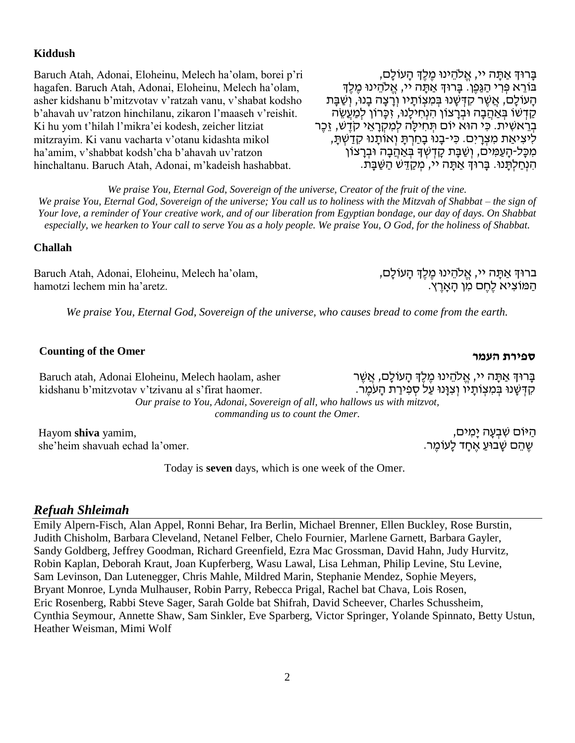**Kiddush**

Baruch Atah, Adonai, Eloheinu, Melech ha'olam, borei p'ri hagafen. Baruch Atah, Adonai, Eloheinu, Melech ha'olam, asher kidshanu b'mitzvotav v'ratzah vanu, v'shabat kodsho b'ahavah uv'ratzon hinchilanu, zikaron l'maaseh v'reishit. Ki hu yom t'hilah l'mikra'ei kodesh, zeicher litziat mitzrayim. Ki vanu vacharta v'otanu kidashta mikol ha'amim, v'shabbat kodsh'cha b'ahavah uv'ratzon hinchaltanu. Baruch Atah, Adonai, m'kadeish hashabbat.

בָּרוּךְ אַתָּה יי, אֱלֹהֵינוּ מֶלֶךְ הָעוֹלָם, בּוֹרֵא פְּרִי הַגָּפֶן. בָּרוּךְ אַתָּה יי, אֱלֹהֵינוּ מֶלֶךְ הָעוֹלָם, אֲשֶׁר קִדְּשָׁנוּ בְּמִצְוֹתָיו וְרָצָה בָנוּ, וְשַׁבַּת קָדְשׁוֹ בְּאַהֲבָה וּבְרָצוֹן הִנְחִילָנוּ, זִכָּרוֹן לְמַעֲשֵׂה בְרֵאשִׁית. כִּי הוּא יוֹם תְּחִלָּה לְמִקְרָאֵי קֹדֶשׁ, זֵכֶר לִיצִיאַת מִצְרָיִם. כִּי-בָנוּ בָחַרְתָּ וְאוֹתָנוּ קִדַּשְׁתָּ, מִכָּל-הָעַמִּים, וְשַׁבַּת קָדְשְׁךָ בְּאַהֲבָה וּבְרָצוֹן הִנְחַלְתָּנוּ. בָּרוּךְ אַתָּה יי, מְקַדֵּשׁ הַשַּׁבָּת.

*We praise You, Eternal God, Sovereign of the universe, Creator of the fruit of the vine. We praise You, Eternal God, Sovereign of the universe; You call us to holiness with the Mitzvah of Shabbat – the sign of Your love, a reminder of Your creative work, and of our liberation from Egyptian bondage, our day of days. On Shabbat especially, we hearken to Your call to serve You as a holy people. We praise You, O God, for the holiness of Shabbat.*

**Challah**

Baruch Atah, Adonai, Eloheinu, Melech ha'olam, hamotzi lechem min ha'aretz.

ברוּךְ אַתָּה יי, אֱלֹהֵינוּ מֶלֶךְ הָעוֹלָם, הַמּוֹצִיא לֶחֶם מִן הָאָרֶץ.

*We praise You, Eternal God, Sovereign of the universe, who causes bread to come from the earth.*

**Counting of the Omer** **ספירת העמר**

Baruch atah, Adonai Eloheinu, Melech haolam, asher kidshanu b'mitzvotav v'tzivanu al s'firat haomer.

בָּרוּךְ אַתָּה יי, אֱלֹהֵינוּ מֶלֶךְ הָעוֹלָם, אֲשֶׁר קִדְּשָׁנוּ בְּמִצְוֹתָיו וְצִוָּנוּ עַל סְפִירַת הָעֹמֶר.

*Our praise to You, Adonai, Sovereign of all, who hallows us with mitzvot, commanding us to count the Omer.*

Hayom **shiva** yamim, she'heim shavuah echad la'omer.

הַיּוֹם שִׁבְעָה יָמִים, שֶׁהֵם שָׁבוּעַ אֶחָד לָעוֹמֶר.

Today is **seven** days, which is one week of the Omer.

## *Refuah Shleimah*

Emily Alpern-Fisch, Alan Appel, Ronni Behar, Ira Berlin, Michael Brenner, Ellen Buckley, Rose Burstin, Judith Chisholm, Barbara Cleveland, Netanel Felber, Chelo Fournier, Marlene Garnett, Barbara Gayler, Sandy Goldberg, Jeffrey Goodman, Richard Greenfield, Ezra Mac Grossman, David Hahn, Judy Hurvitz, Robin Kaplan, Deborah Kraut, Joan Kupferberg, Wasu Lawal, Lisa Lehman, Philip Levine, Stu Levine, Sam Levinson, Dan Lutenegger, Chris Mahle, Mildred Marin, Stephanie Mendez, Sophie Meyers, Bryant Monroe, Lynda Mulhauser, Robin Parry, Rebecca Prigal, Rachel bat Chava, Lois Rosen, Eric Rosenberg, Rabbi Steve Sager, Sarah Golde bat Shifrah, David Scheever, Charles Schussheim, Cynthia Seymour, Annette Shaw, Sam Sinkler, Eve Sparberg, Victor Springer, Yolande Spinnato, Betty Ustun, Heather Weisman, Mimi Wolf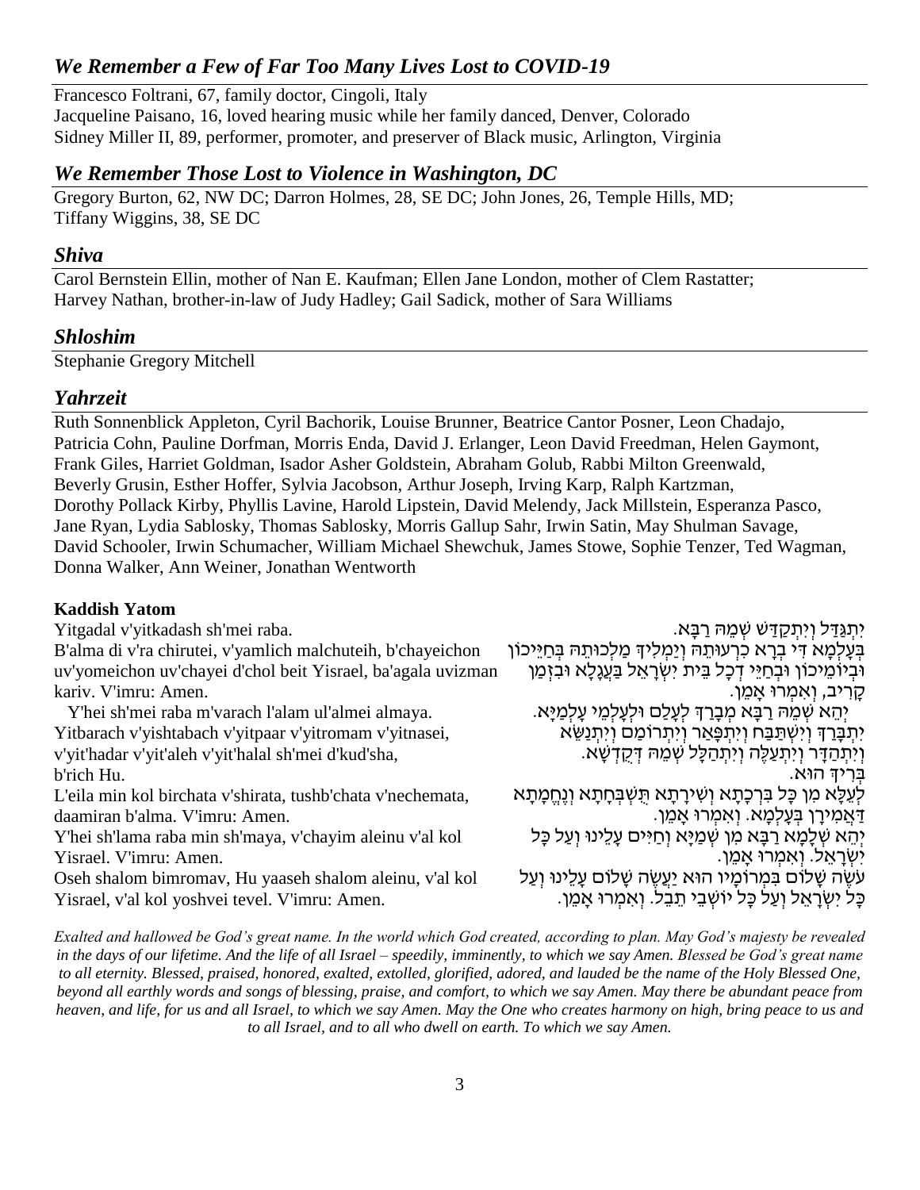## *We Remember a Few of Far Too Many Lives Lost to COVID-19*

Francesco Foltrani, 67, family doctor, Cingoli, Italy
Jacqueline Paisano, 16, loved hearing music while her family danced, Denver, Colorado
Sidney Miller II, 89, performer, promoter, and preserver of Black music, Arlington, Virginia

## *We Remember Those Lost to Violence in Washington, DC*

Gregory Burton, 62, NW DC; Darron Holmes, 28, SE DC; John Jones, 26, Temple Hills, MD; Tiffany Wiggins, 38, SE DC

## *Shiva*

Carol Bernstein Ellin, mother of Nan E. Kaufman; Ellen Jane London, mother of Clem Rastatter; Harvey Nathan, brother-in-law of Judy Hadley; Gail Sadick, mother of Sara Williams

## *Shloshim*

Stephanie Gregory Mitchell

## *Yahrzeit*

Ruth Sonnenblick Appleton, Cyril Bachorik, Louise Brunner, Beatrice Cantor Posner, Leon Chadajo, Patricia Cohn, Pauline Dorfman, Morris Enda, David J. Erlanger, Leon David Freedman, Helen Gaymont, Frank Giles, Harriet Goldman, Isador Asher Goldstein, Abraham Golub, Rabbi Milton Greenwald, Beverly Grusin, Esther Hoffer, Sylvia Jacobson, Arthur Joseph, Irving Karp, Ralph Kartzman, Dorothy Pollack Kirby, Phyllis Lavine, Harold Lipstein, David Melendy, Jack Millstein, Esperanza Pasco, Jane Ryan, Lydia Sablosky, Thomas Sablosky, Morris Gallup Sahr, Irwin Satin, May Shulman Savage, David Schooler, Irwin Schumacher, William Michael Shewchuk, James Stowe, Sophie Tenzer, Ted Wagman, Donna Walker, Ann Weiner, Jonathan Wentworth

**Kaddish Yatom**

Yitgadal v'yitkadash sh'mei raba.
B'alma di v'ra chirutei, v'yamlich malchuteih, b'chayeichon uv'yomeichon uv'chayei d'chol beit Yisrael, ba'agala uvizman kariv. V'imru: Amen.
Y'hei sh'mei raba m'varach l'alam ul'almei almaya.
Yitbarach v'yishtabach v'yitpaar v'yitromam v'yitnasei, v'yit'hadar v'yit'aleh v'yit'halal sh'mei d'kud'sha, b'rich Hu.
L'eila min kol birchata v'shirata, tushb'chata v'nechemata, daamiran b'alma. V'imru: Amen.
Y'hei sh'lama raba min sh'maya, v'chayim aleinu v'al kol Yisrael. V'imru: Amen.
Oseh shalom bimromav, Hu yaaseh shalom aleinu, v'al kol Yisrael, v'al kol yoshvei tevel. V'imru: Amen.

יִתְגַּדַּל וְיִתְקַדַּשׁ שְׁמֵהּ רַבָּא.
בְּעָלְמָא דִּי בְרָא כִרְעוּתֵהּ וְיַמְלִיךְ מַלְכוּתֵהּ בְּחַיֵּיכוֹן וּבְיוֹמֵיכוֹן וּבְחַיֵּי דְכָל בֵּית יִשְׂרָאֵל בַּעֲגָלָא וּבִזְמַן קָרִיב, וְאִמְרוּ אָמֵן.
יְהֵא שְׁמֵהּ רַבָּא מְבָרַךְ לְעָלַם וּלְעָלְמֵי עָלְמַיָּא.
יִתְבָּרַךְ וְיִשְׁתַּבַּח וְיִתְפָּאַר וְיִתְרוֹמַם וְיִתְנַשֵּׂא וְיִתְהַדָּר וְיִתְעַלֶּה וְיִתְהַלָּל שְׁמֵהּ דְּקֻדְשָׁא.
בְּרִיךְ הוּא.
לְעֵלָּא מִן כָּל בִּרְכָתָא וְשִׁירָתָא תֻּשְׁבְּחָתָא וְנֶחֱמָתָא דַּאֲמִירָן בְּעָלְמָא. וְאִמְרוּ אָמֵן.
יְהֵא שְׁלָמָא רַבָּא מִן שְׁמַיָּא וְחַיִּים עָלֵינוּ וְעַל כָּל יִשְׂרָאֵל. וְאִמְרוּ אָמֵן.
עֹשֶׂה שָׁלוֹם בִּמְרוֹמָיו הוּא יַעֲשֶׂה שָׁלוֹם עָלֵינוּ וְעַל כָּל יִשְׂרָאֵל וְעַל כָּל יוֹשְׁבֵי תֵבֵל. וְאִמְרוּ אָמֵן.

*Exalted and hallowed be God's great name. In the world which God created, according to plan. May God's majesty be revealed in the days of our lifetime. And the life of all Israel – speedily, imminently, to which we say Amen. Blessed be God's great name to all eternity. Blessed, praised, honored, exalted, extolled, glorified, adored, and lauded be the name of the Holy Blessed One, beyond all earthly words and songs of blessing, praise, and comfort, to which we say Amen. May there be abundant peace from heaven, and life, for us and all Israel, to which we say Amen. May the One who creates harmony on high, bring peace to us and to all Israel, and to all who dwell on earth. To which we say Amen.*